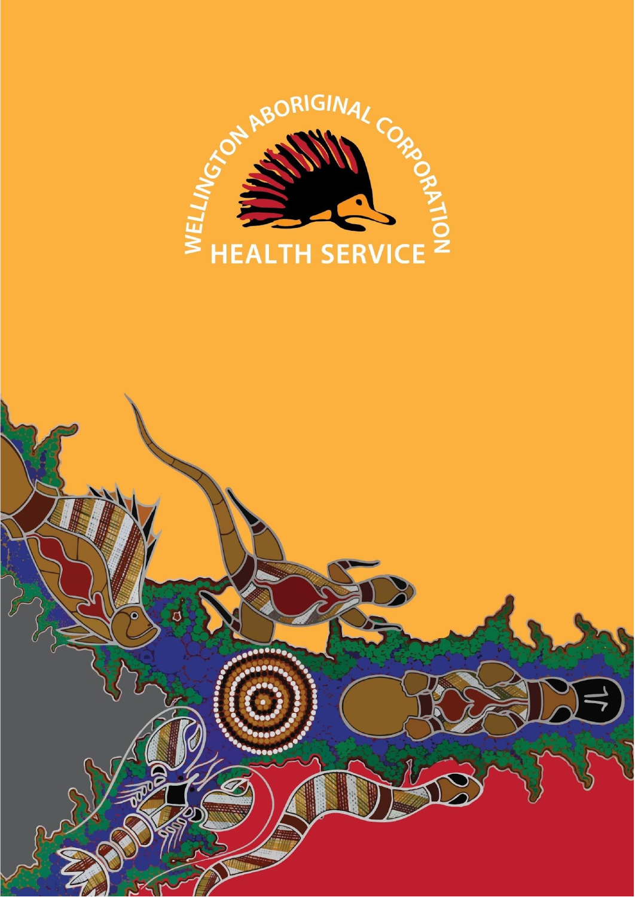WELLINGTON ABORIGINAL CORPORATION

HEALTH SERVICE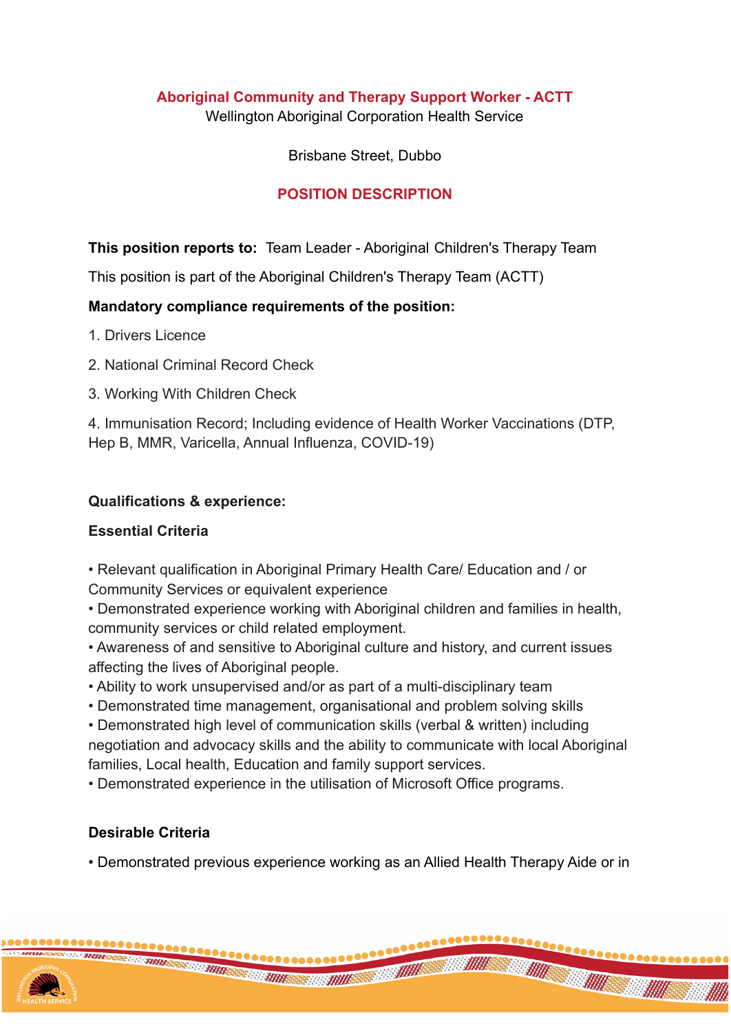**Aboriginal Community and Therapy Support Worker - ACTT**
Wellington Aboriginal Corporation Health Service

Brisbane Street, Dubbo

**POSITION DESCRIPTION**

**This position reports to:** Team Leader - Aboriginal Children's Therapy Team

This position is part of the Aboriginal Children's Therapy Team (ACTT)

**Mandatory compliance requirements of the position:**

1. Drivers Licence

2. National Criminal Record Check

3. Working With Children Check

4. Immunisation Record; Including evidence of Health Worker Vaccinations (DTP, Hep B, MMR, Varicella, Annual Influenza, COVID-19)

**Qualifications & experience:**

**Essential Criteria**

- Relevant qualification in Aboriginal Primary Health Care/ Education and / or Community Services or equivalent experience
- Demonstrated experience working with Aboriginal children and families in health, community services or child related employment.
- Awareness of and sensitive to Aboriginal culture and history, and current issues affecting the lives of Aboriginal people.
- Ability to work unsupervised and/or as part of a multi-disciplinary team
- Demonstrated time management, organisational and problem solving skills
- Demonstrated high level of communication skills (verbal & written) including negotiation and advocacy skills and the ability to communicate with local Aboriginal families, Local health, Education and family support services.
- Demonstrated experience in the utilisation of Microsoft Office programs.

**Desirable Criteria**

- Demonstrated previous experience working as an Allied Health Therapy Aide or in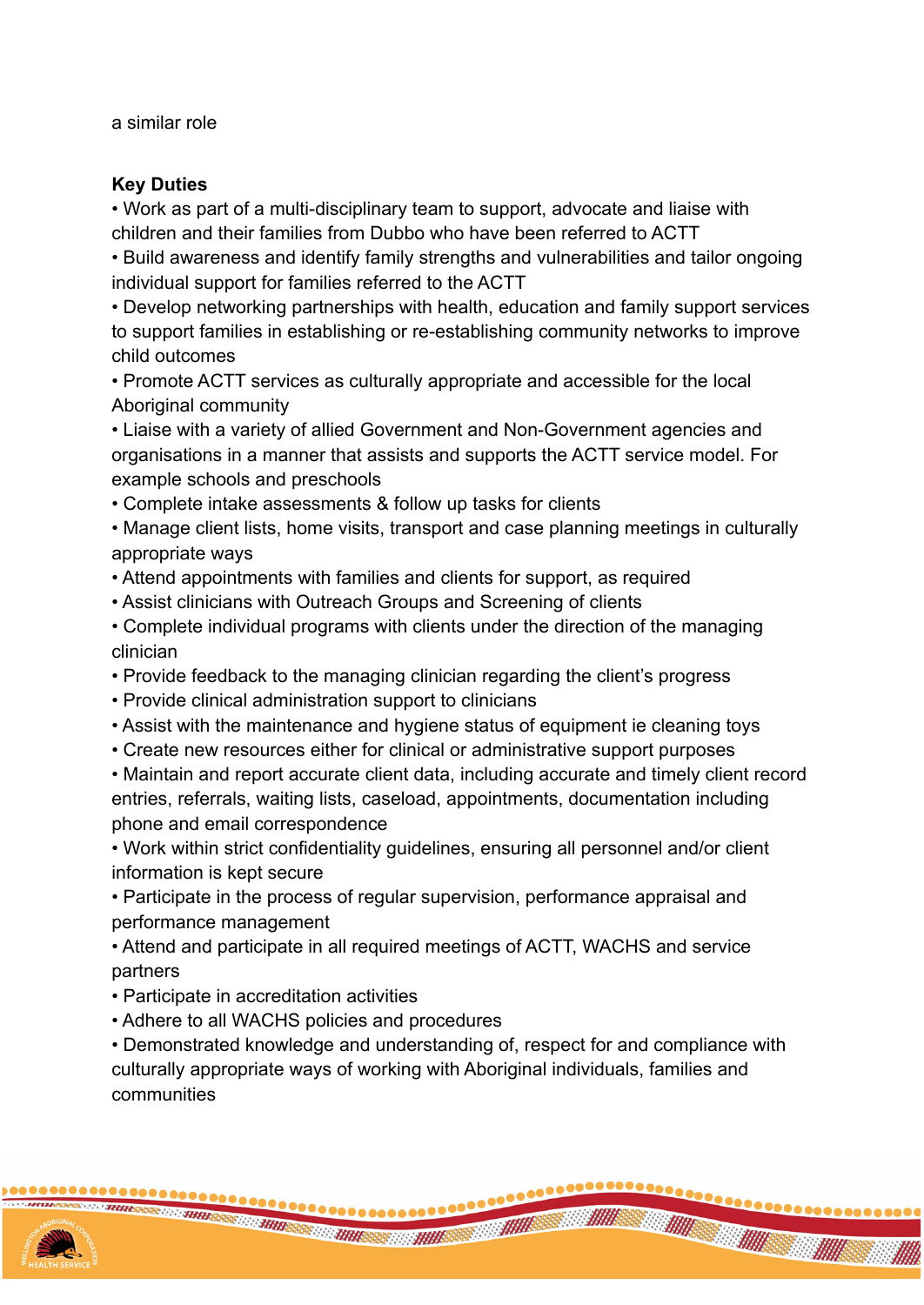a similar role

**Key Duties**

- Work as part of a multi-disciplinary team to support, advocate and liaise with children and their families from Dubbo who have been referred to ACTT
- Build awareness and identify family strengths and vulnerabilities and tailor ongoing individual support for families referred to the ACTT
- Develop networking partnerships with health, education and family support services to support families in establishing or re-establishing community networks to improve child outcomes
- Promote ACTT services as culturally appropriate and accessible for the local Aboriginal community
- Liaise with a variety of allied Government and Non-Government agencies and organisations in a manner that assists and supports the ACTT service model. For example schools and preschools
- Complete intake assessments & follow up tasks for clients
- Manage client lists, home visits, transport and case planning meetings in culturally appropriate ways
- Attend appointments with families and clients for support, as required
- Assist clinicians with Outreach Groups and Screening of clients
- Complete individual programs with clients under the direction of the managing clinician
- Provide feedback to the managing clinician regarding the client's progress
- Provide clinical administration support to clinicians
- Assist with the maintenance and hygiene status of equipment ie cleaning toys
- Create new resources either for clinical or administrative support purposes
- Maintain and report accurate client data, including accurate and timely client record entries, referrals, waiting lists, caseload, appointments, documentation including phone and email correspondence
- Work within strict confidentiality guidelines, ensuring all personnel and/or client information is kept secure
- Participate in the process of regular supervision, performance appraisal and performance management
- Attend and participate in all required meetings of ACTT, WACHS and service partners
- Participate in accreditation activities
- Adhere to all WACHS policies and procedures
- Demonstrated knowledge and understanding of, respect for and compliance with culturally appropriate ways of working with Aboriginal individuals, families and communities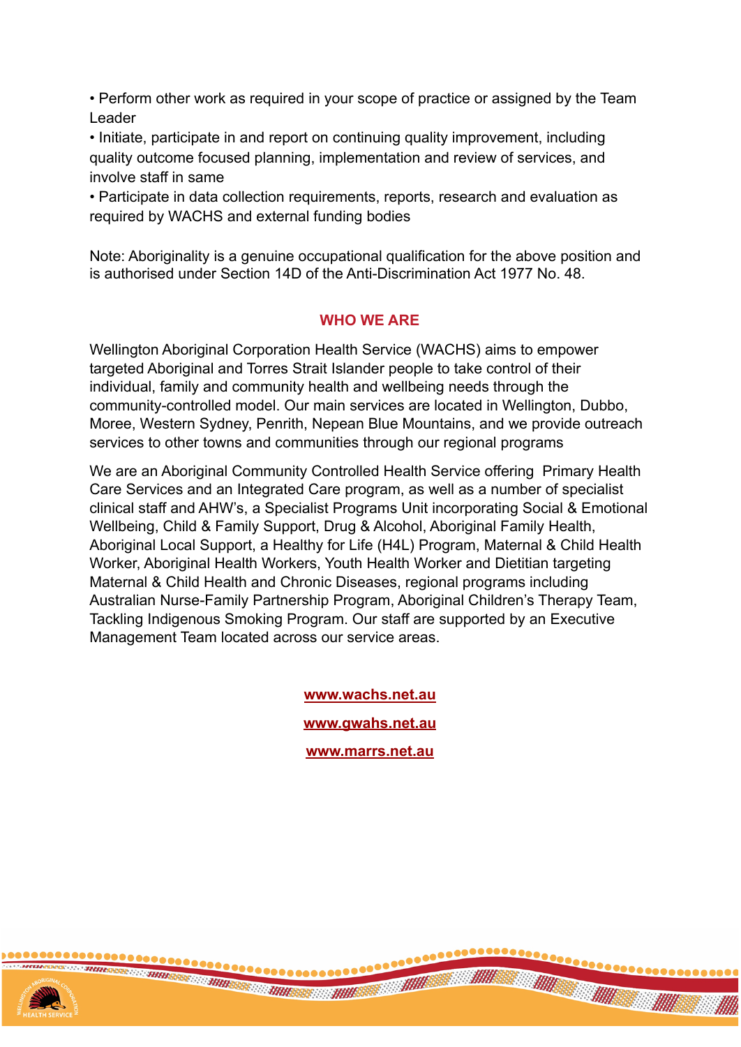- Perform other work as required in your scope of practice or assigned by the Team Leader
- Initiate, participate in and report on continuing quality improvement, including quality outcome focused planning, implementation and review of services, and involve staff in same
- Participate in data collection requirements, reports, research and evaluation as required by WACHS and external funding bodies

Note: Aboriginality is a genuine occupational qualification for the above position and is authorised under Section 14D of the Anti-Discrimination Act 1977 No. 48.

## WHO WE ARE

Wellington Aboriginal Corporation Health Service (WACHS) aims to empower targeted Aboriginal and Torres Strait Islander people to take control of their individual, family and community health and wellbeing needs through the community-controlled model. Our main services are located in Wellington, Dubbo, Moree, Western Sydney, Penrith, Nepean Blue Mountains, and we provide outreach services to other towns and communities through our regional programs

We are an Aboriginal Community Controlled Health Service offering Primary Health Care Services and an Integrated Care program, as well as a number of specialist clinical staff and AHW's, a Specialist Programs Unit incorporating Social & Emotional Wellbeing, Child & Family Support, Drug & Alcohol, Aboriginal Family Health, Aboriginal Local Support, a Healthy for Life (H4L) Program, Maternal & Child Health Worker, Aboriginal Health Workers, Youth Health Worker and Dietitian targeting Maternal & Child Health and Chronic Diseases, regional programs including Australian Nurse-Family Partnership Program, Aboriginal Children's Therapy Team, Tackling Indigenous Smoking Program. Our staff are supported by an Executive Management Team located across our service areas.

www.wachs.net.au

www.gwahs.net.au

www.marrs.net.au